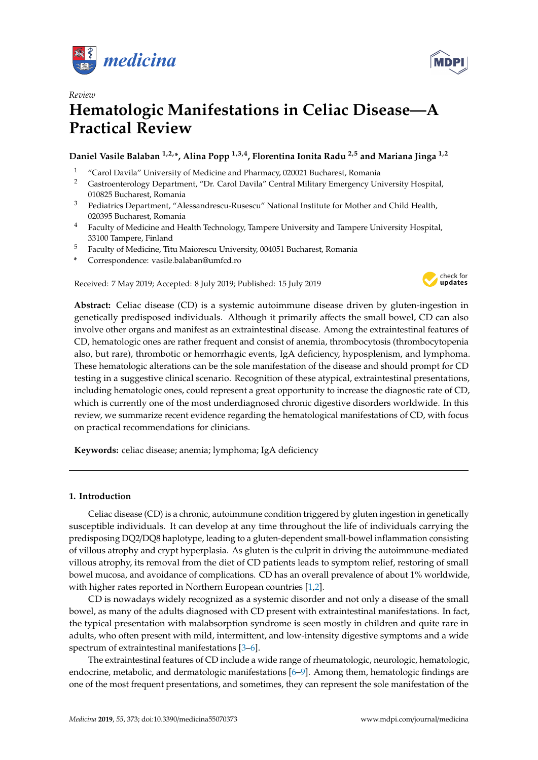*Review*

# Hematologic Manifestations in Celiac Disease—A Practical Review

**Daniel Vasile Balaban [1,2,*], Alina Popp [1,3,4], Florentina Ionita Radu [2,5] and Mariana Jinga [1,2]**

1. "Carol Davila" University of Medicine and Pharmacy, 020021 Bucharest, Romania
2. Gastroenterology Department, "Dr. Carol Davila" Central Military Emergency University Hospital, 010825 Bucharest, Romania
3. Pediatrics Department, "Alessandrescu-Rusescu" National Institute for Mother and Child Health, 020395 Bucharest, Romania
4. Faculty of Medicine and Health Technology, Tampere University and Tampere University Hospital, 33100 Tampere, Finland
5. Faculty of Medicine, Titu Maiorescu University, 004051 Bucharest, Romania

\* Correspondence: vasile.balaban@umfcd.ro

Received: 7 May 2019; Accepted: 8 July 2019; Published: 15 July 2019

**Abstract:** Celiac disease (CD) is a systemic autoimmune disease driven by gluten-ingestion in genetically predisposed individuals. Although it primarily affects the small bowel, CD can also involve other organs and manifest as an extraintestinal disease. Among the extraintestinal features of CD, hematologic ones are rather frequent and consist of anemia, thrombocytosis (thrombocytopenia also, but rare), thrombotic or hemorrhagic events, IgA deficiency, hyposplenism, and lymphoma. These hematologic alterations can be the sole manifestation of the disease and should prompt for CD testing in a suggestive clinical scenario. Recognition of these atypical, extraintestinal presentations, including hematologic ones, could represent a great opportunity to increase the diagnostic rate of CD, which is currently one of the most underdiagnosed chronic digestive disorders worldwide. In this review, we summarize recent evidence regarding the hematological manifestations of CD, with focus on practical recommendations for clinicians.

**Keywords:** celiac disease; anemia; lymphoma; IgA deficiency

## 1. Introduction

Celiac disease (CD) is a chronic, autoimmune condition triggered by gluten ingestion in genetically susceptible individuals. It can develop at any time throughout the life of individuals carrying the predisposing DQ2/DQ8 haplotype, leading to a gluten-dependent small-bowel inflammation consisting of villous atrophy and crypt hyperplasia. As gluten is the culprit in driving the autoimmune-mediated villous atrophy, its removal from the diet of CD patients leads to symptom relief, restoring of small bowel mucosa, and avoidance of complications. CD has an overall prevalence of about 1% worldwide, with higher rates reported in Northern European countries [1,2].

CD is nowadays widely recognized as a systemic disorder and not only a disease of the small bowel, as many of the adults diagnosed with CD present with extraintestinal manifestations. In fact, the typical presentation with malabsorption syndrome is seen mostly in children and quite rare in adults, who often present with mild, intermittent, and low-intensity digestive symptoms and a wide spectrum of extraintestinal manifestations [3–6].

The extraintestinal features of CD include a wide range of rheumatologic, neurologic, hematologic, endocrine, metabolic, and dermatologic manifestations [6–9]. Among them, hematologic findings are one of the most frequent presentations, and sometimes, they can represent the sole manifestation of the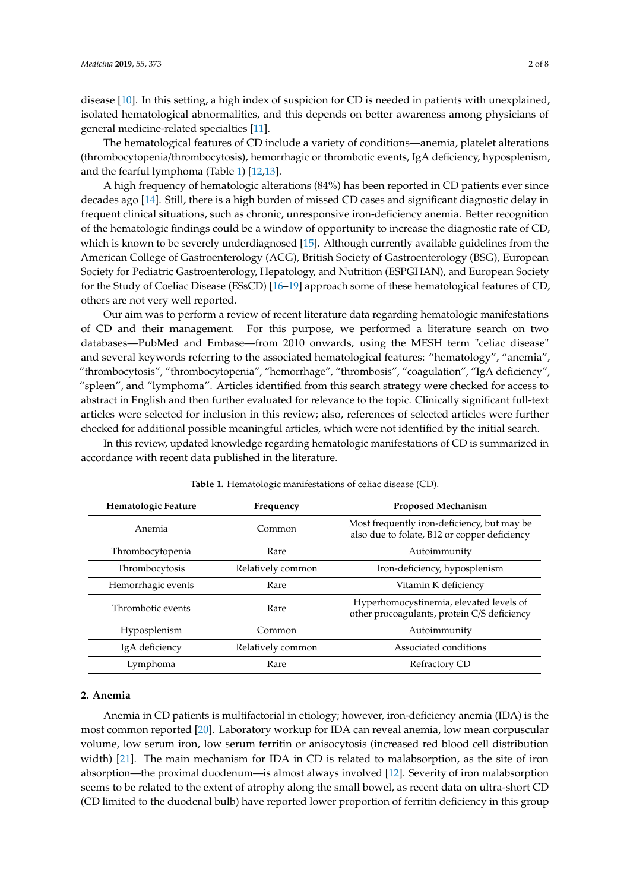disease [10]. In this setting, a high index of suspicion for CD is needed in patients with unexplained, isolated hematological abnormalities, and this depends on better awareness among physicians of general medicine-related specialties [11].

The hematological features of CD include a variety of conditions—anemia, platelet alterations (thrombocytopenia/thrombocytosis), hemorrhagic or thrombotic events, IgA deficiency, hyposplenism, and the fearful lymphoma (Table 1) [12,13].

A high frequency of hematologic alterations (84%) has been reported in CD patients ever since decades ago [14]. Still, there is a high burden of missed CD cases and significant diagnostic delay in frequent clinical situations, such as chronic, unresponsive iron-deficiency anemia. Better recognition of the hematologic findings could be a window of opportunity to increase the diagnostic rate of CD, which is known to be severely underdiagnosed [15]. Although currently available guidelines from the American College of Gastroenterology (ACG), British Society of Gastroenterology (BSG), European Society for Pediatric Gastroenterology, Hepatology, and Nutrition (ESPGHAN), and European Society for the Study of Coeliac Disease (ESsCD) [16–19] approach some of these hematological features of CD, others are not very well reported.

Our aim was to perform a review of recent literature data regarding hematologic manifestations of CD and their management. For this purpose, we performed a literature search on two databases—PubMed and Embase—from 2010 onwards, using the MESH term "celiac disease" and several keywords referring to the associated hematological features: "hematology", "anemia", "thrombocytosis", "thrombocytopenia", "hemorrhage", "thrombosis", "coagulation", "IgA deficiency", "spleen", and "lymphoma". Articles identified from this search strategy were checked for access to abstract in English and then further evaluated for relevance to the topic. Clinically significant full-text articles were selected for inclusion in this review; also, references of selected articles were further checked for additional possible meaningful articles, which were not identified by the initial search.

In this review, updated knowledge regarding hematologic manifestations of CD is summarized in accordance with recent data published in the literature.

**Table 1.** Hematologic manifestations of celiac disease (CD).

| Hematologic Feature | Frequency | Proposed Mechanism |
|---|---|---|
| Anemia | Common | Most frequently iron-deficiency, but may be also due to folate, B12 or copper deficiency |
| Thrombocytopenia | Rare | Autoimmunity |
| Thrombocytosis | Relatively common | Iron-deficiency, hyposplenism |
| Hemorrhagic events | Rare | Vitamin K deficiency |
| Thrombotic events | Rare | Hyperhomocystinemia, elevated levels of other procoagulants, protein C/S deficiency |
| Hyposplenism | Common | Autoimmunity |
| IgA deficiency | Relatively common | Associated conditions |
| Lymphoma | Rare | Refractory CD |

## 2. Anemia

Anemia in CD patients is multifactorial in etiology; however, iron-deficiency anemia (IDA) is the most common reported [20]. Laboratory workup for IDA can reveal anemia, low mean corpuscular volume, low serum iron, low serum ferritin or anisocytosis (increased red blood cell distribution width) [21]. The main mechanism for IDA in CD is related to malabsorption, as the site of iron absorption—the proximal duodenum—is almost always involved [12]. Severity of iron malabsorption seems to be related to the extent of atrophy along the small bowel, as recent data on ultra-short CD (CD limited to the duodenal bulb) have reported lower proportion of ferritin deficiency in this group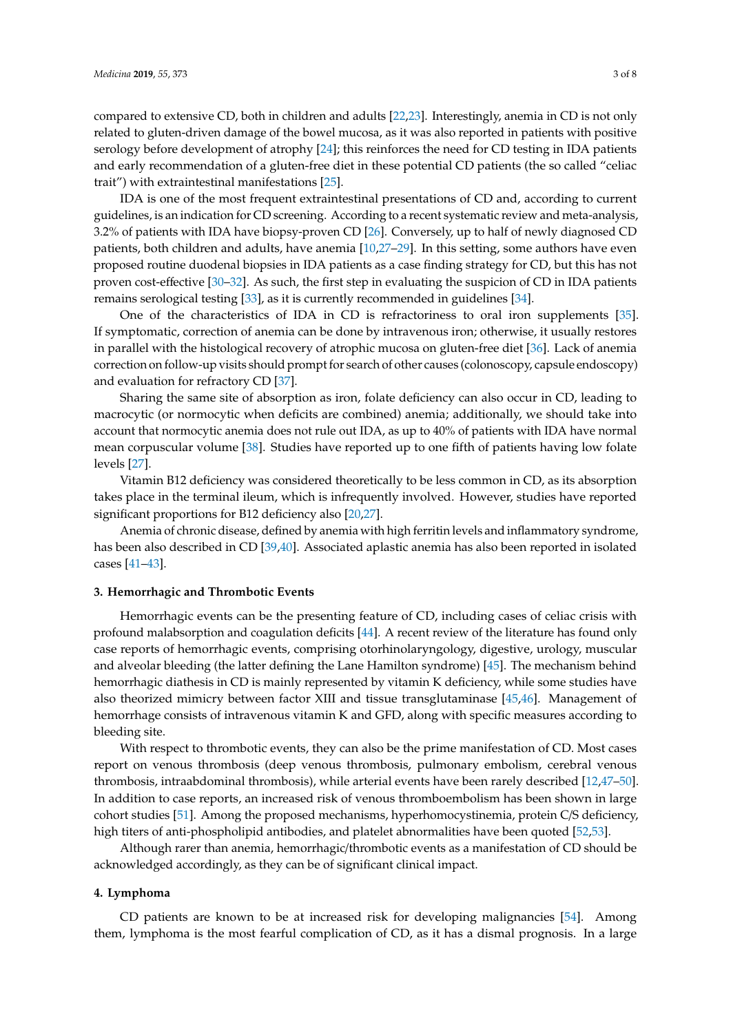compared to extensive CD, both in children and adults [22,23]. Interestingly, anemia in CD is not only related to gluten-driven damage of the bowel mucosa, as it was also reported in patients with positive serology before development of atrophy [24]; this reinforces the need for CD testing in IDA patients and early recommendation of a gluten-free diet in these potential CD patients (the so called "celiac trait") with extraintestinal manifestations [25].

IDA is one of the most frequent extraintestinal presentations of CD and, according to current guidelines, is an indication for CD screening. According to a recent systematic review and meta-analysis, 3.2% of patients with IDA have biopsy-proven CD [26]. Conversely, up to half of newly diagnosed CD patients, both children and adults, have anemia [10,27–29]. In this setting, some authors have even proposed routine duodenal biopsies in IDA patients as a case finding strategy for CD, but this has not proven cost-effective [30–32]. As such, the first step in evaluating the suspicion of CD in IDA patients remains serological testing [33], as it is currently recommended in guidelines [34].

One of the characteristics of IDA in CD is refractoriness to oral iron supplements [35]. If symptomatic, correction of anemia can be done by intravenous iron; otherwise, it usually restores in parallel with the histological recovery of atrophic mucosa on gluten-free diet [36]. Lack of anemia correction on follow-up visits should prompt for search of other causes (colonoscopy, capsule endoscopy) and evaluation for refractory CD [37].

Sharing the same site of absorption as iron, folate deficiency can also occur in CD, leading to macrocytic (or normocytic when deficits are combined) anemia; additionally, we should take into account that normocytic anemia does not rule out IDA, as up to 40% of patients with IDA have normal mean corpuscular volume [38]. Studies have reported up to one fifth of patients having low folate levels [27].

Vitamin B12 deficiency was considered theoretically to be less common in CD, as its absorption takes place in the terminal ileum, which is infrequently involved. However, studies have reported significant proportions for B12 deficiency also [20,27].

Anemia of chronic disease, defined by anemia with high ferritin levels and inflammatory syndrome, has been also described in CD [39,40]. Associated aplastic anemia has also been reported in isolated cases [41–43].

## 3. Hemorrhagic and Thrombotic Events

Hemorrhagic events can be the presenting feature of CD, including cases of celiac crisis with profound malabsorption and coagulation deficits [44]. A recent review of the literature has found only case reports of hemorrhagic events, comprising otorhinolaryngology, digestive, urology, muscular and alveolar bleeding (the latter defining the Lane Hamilton syndrome) [45]. The mechanism behind hemorrhagic diathesis in CD is mainly represented by vitamin K deficiency, while some studies have also theorized mimicry between factor XIII and tissue transglutaminase [45,46]. Management of hemorrhage consists of intravenous vitamin K and GFD, along with specific measures according to bleeding site.

With respect to thrombotic events, they can also be the prime manifestation of CD. Most cases report on venous thrombosis (deep venous thrombosis, pulmonary embolism, cerebral venous thrombosis, intraabdominal thrombosis), while arterial events have been rarely described [12,47–50]. In addition to case reports, an increased risk of venous thromboembolism has been shown in large cohort studies [51]. Among the proposed mechanisms, hyperhomocystinemia, protein C/S deficiency, high titers of anti-phospholipid antibodies, and platelet abnormalities have been quoted [52,53].

Although rarer than anemia, hemorrhagic/thrombotic events as a manifestation of CD should be acknowledged accordingly, as they can be of significant clinical impact.

## 4. Lymphoma

CD patients are known to be at increased risk for developing malignancies [54]. Among them, lymphoma is the most fearful complication of CD, as it has a dismal prognosis. In a large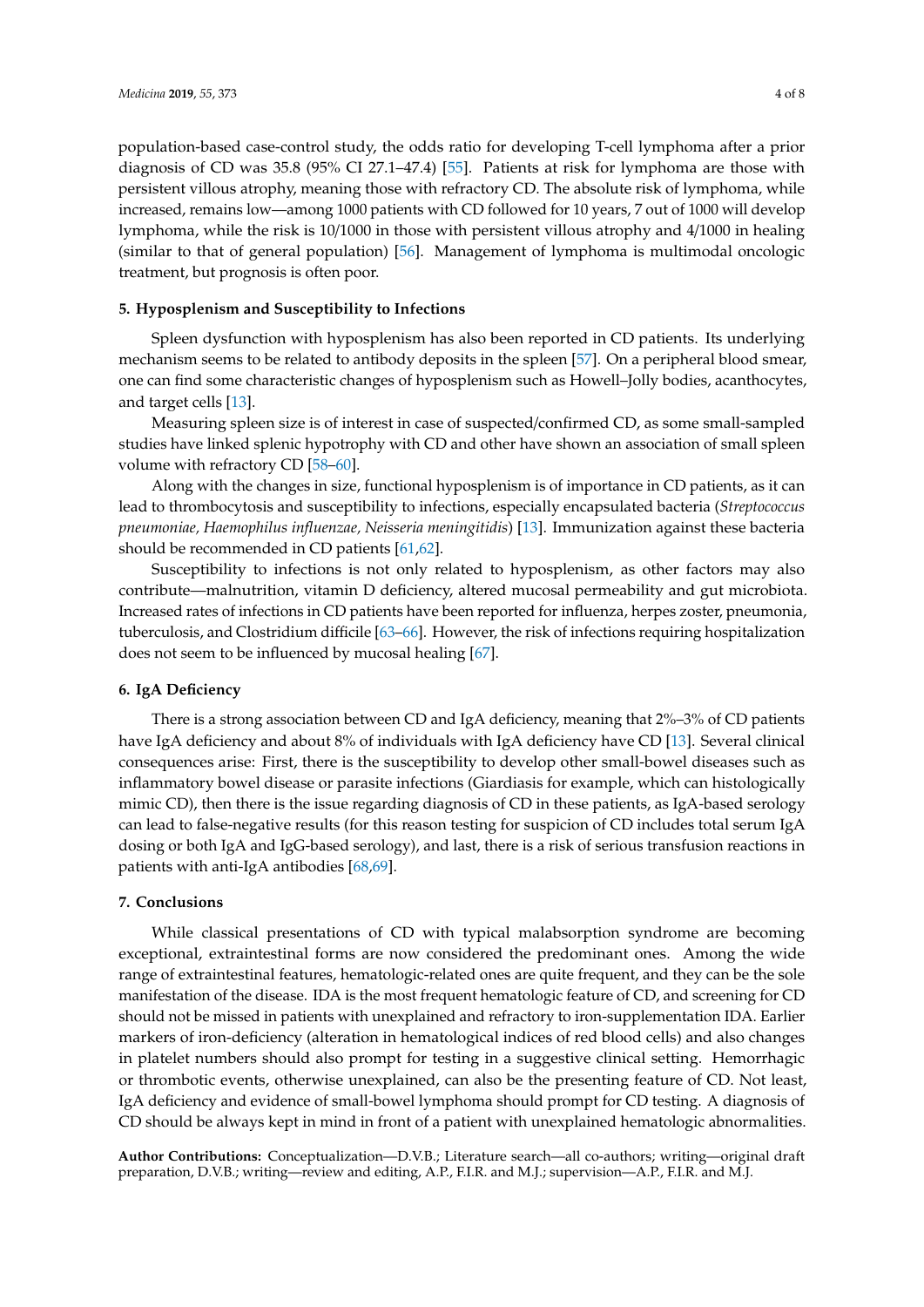population-based case-control study, the odds ratio for developing T-cell lymphoma after a prior diagnosis of CD was 35.8 (95% CI 27.1–47.4) [55]. Patients at risk for lymphoma are those with persistent villous atrophy, meaning those with refractory CD. The absolute risk of lymphoma, while increased, remains low—among 1000 patients with CD followed for 10 years, 7 out of 1000 will develop lymphoma, while the risk is 10/1000 in those with persistent villous atrophy and 4/1000 in healing (similar to that of general population) [56]. Management of lymphoma is multimodal oncologic treatment, but prognosis is often poor.

## 5. Hyposplenism and Susceptibility to Infections

Spleen dysfunction with hyposplenism has also been reported in CD patients. Its underlying mechanism seems to be related to antibody deposits in the spleen [57]. On a peripheral blood smear, one can find some characteristic changes of hyposplenism such as Howell–Jolly bodies, acanthocytes, and target cells [13].

Measuring spleen size is of interest in case of suspected/confirmed CD, as some small-sampled studies have linked splenic hypotrophy with CD and other have shown an association of small spleen volume with refractory CD [58–60].

Along with the changes in size, functional hyposplenism is of importance in CD patients, as it can lead to thrombocytosis and susceptibility to infections, especially encapsulated bacteria (*Streptococcus pneumoniae, Haemophilus influenzae, Neisseria meningitidis*) [13]. Immunization against these bacteria should be recommended in CD patients [61,62].

Susceptibility to infections is not only related to hyposplenism, as other factors may also contribute—malnutrition, vitamin D deficiency, altered mucosal permeability and gut microbiota. Increased rates of infections in CD patients have been reported for influenza, herpes zoster, pneumonia, tuberculosis, and Clostridium difficile [63–66]. However, the risk of infections requiring hospitalization does not seem to be influenced by mucosal healing [67].

## 6. IgA Deficiency

There is a strong association between CD and IgA deficiency, meaning that 2%–3% of CD patients have IgA deficiency and about 8% of individuals with IgA deficiency have CD [13]. Several clinical consequences arise: First, there is the susceptibility to develop other small-bowel diseases such as inflammatory bowel disease or parasite infections (Giardiasis for example, which can histologically mimic CD), then there is the issue regarding diagnosis of CD in these patients, as IgA-based serology can lead to false-negative results (for this reason testing for suspicion of CD includes total serum IgA dosing or both IgA and IgG-based serology), and last, there is a risk of serious transfusion reactions in patients with anti-IgA antibodies [68,69].

## 7. Conclusions

While classical presentations of CD with typical malabsorption syndrome are becoming exceptional, extraintestinal forms are now considered the predominant ones. Among the wide range of extraintestinal features, hematologic-related ones are quite frequent, and they can be the sole manifestation of the disease. IDA is the most frequent hematologic feature of CD, and screening for CD should not be missed in patients with unexplained and refractory to iron-supplementation IDA. Earlier markers of iron-deficiency (alteration in hematological indices of red blood cells) and also changes in platelet numbers should also prompt for testing in a suggestive clinical setting. Hemorrhagic or thrombotic events, otherwise unexplained, can also be the presenting feature of CD. Not least, IgA deficiency and evidence of small-bowel lymphoma should prompt for CD testing. A diagnosis of CD should be always kept in mind in front of a patient with unexplained hematologic abnormalities.

**Author Contributions:** Conceptualization—D.V.B.; Literature search—all co-authors; writing—original draft preparation, D.V.B.; writing—review and editing, A.P., F.I.R. and M.J.; supervision—A.P., F.I.R. and M.J.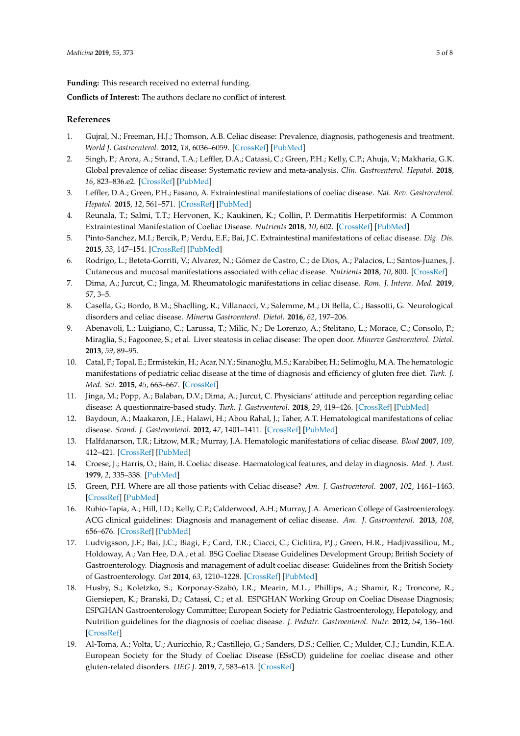**Funding:** This research received no external funding.

**Conflicts of Interest:** The authors declare no conflict of interest.

## References

1. Gujral, N.; Freeman, H.J.; Thomson, A.B. Celiac disease: Prevalence, diagnosis, pathogenesis and treatment. *World J. Gastroenterol.* **2012**, *18*, 6036–6059. [CrossRef] [PubMed]
2. Singh, P.; Arora, A.; Strand, T.A.; Leffler, D.A.; Catassi, C.; Green, P.H.; Kelly, C.P.; Ahuja, V.; Makharia, G.K. Global prevalence of celiac disease: Systematic review and meta-analysis. *Clin. Gastroenterol. Hepatol.* **2018**, *16*, 823–836.e2. [CrossRef] [PubMed]
3. Leffler, D.A.; Green, P.H.; Fasano, A. Extraintestinal manifestations of coeliac disease. *Nat. Rev. Gastroenterol. Hepatol.* **2015**, *12*, 561–571. [CrossRef] [PubMed]
4. Reunala, T.; Salmi, T.T.; Hervonen, K.; Kaukinen, K.; Collin, P. Dermatitis Herpetiformis: A Common Extraintestinal Manifestation of Coeliac Disease. *Nutrients* **2018**, *10*, 602. [CrossRef] [PubMed]
5. Pinto-Sanchez, M.I.; Bercik, P.; Verdu, E.F.; Bai, J.C. Extraintestinal manifestations of celiac disease. *Dig. Dis.* **2015**, *33*, 147–154. [CrossRef] [PubMed]
6. Rodrigo, L.; Beteta-Gorriti, V.; Alvarez, N.; Gómez de Castro, C.; de Dios, A.; Palacios, L.; Santos-Juanes, J. Cutaneous and mucosal manifestations associated with celiac disease. *Nutrients* **2018**, *10*, 800. [CrossRef]
7. Dima, A.; Jurcut, C.; Jinga, M. Rheumatologic manifestations in celiac disease. *Rom. J. Intern. Med.* **2019**, *57*, 3–5.
8. Casella, G.; Bordo, B.M.; Shaclling, R.; Villanacci, V.; Salemme, M.; Di Bella, C.; Bassotti, G. Neurological disorders and celiac disease. *Minerva Gastroenterol. Dietol.* **2016**, *62*, 197–206.
9. Abenavoli, L.; Luigiano, C.; Larussa, T.; Milic, N.; De Lorenzo, A.; Stelitano, L.; Morace, C.; Consolo, P.; Miraglia, S.; Fagoonee, S.; et al. Liver steatosis in celiac disease: The open door. *Minerva Gastroenterol. Dietol.* **2013**, *59*, 89–95.
10. Catal, F.; Topal, E.; Ermistekin, H.; Acar, N.Y.; Sinanoğlu, M.S.; Karabiber, H.; Selimoğlu, M.A. The hematologic manifestations of pediatric celiac disease at the time of diagnosis and efficiency of gluten free diet. *Turk. J. Med. Sci.* **2015**, *45*, 663–667. [CrossRef]
11. Jinga, M.; Popp, A.; Balaban, D.V.; Dima, A.; Jurcut, C. Physicians' attitude and perception regarding celiac disease: A questionnaire-based study. *Turk. J. Gastroenterol.* **2018**, *29*, 419–426. [CrossRef] [PubMed]
12. Baydoun, A.; Maakaron, J.E.; Halawi, H.; Abou Rahal, J.; Taher, A.T. Hematological manifestations of celiac disease. *Scand. J. Gastroenterol.* **2012**, *47*, 1401–1411. [CrossRef] [PubMed]
13. Halfdanarson, T.R.; Litzow, M.R.; Murray, J.A. Hematologic manifestations of celiac disease. *Blood* **2007**, *109*, 412–421. [CrossRef] [PubMed]
14. Croese, J.; Harris, O.; Bain, B. Coeliac disease. Haematological features, and delay in diagnosis. *Med. J. Aust.* **1979**, *2*, 335–338. [PubMed]
15. Green, P.H. Where are all those patients with Celiac disease? *Am. J. Gastroenterol.* **2007**, *102*, 1461–1463. [CrossRef] [PubMed]
16. Rubio-Tapia, A.; Hill, I.D.; Kelly, C.P.; Calderwood, A.H.; Murray, J.A. American College of Gastroenterology. ACG clinical guidelines: Diagnosis and management of celiac disease. *Am. J. Gastroenterol.* **2013**, *108*, 656–676. [CrossRef] [PubMed]
17. Ludvigsson, J.F.; Bai, J.C.; Biagi, F.; Card, T.R.; Ciacci, C.; Ciclitira, P.J.; Green, H.R.; Hadjivassiliou, M.; Holdoway, A.; Van Hee, D.A.; et al. BSG Coeliac Disease Guidelines Development Group; British Society of Gastroenterology. Diagnosis and management of adult coeliac disease: Guidelines from the British Society of Gastroenterology. *Gut* **2014**, *63*, 1210–1228. [CrossRef] [PubMed]
18. Husby, S.; Koletzko, S.; Korponay-Szabó, I.R.; Mearin, M.L.; Phillips, A.; Shamir, R.; Troncone, R.; Giersiepen, K.; Branski, D.; Catassi, C.; et al. ESPGHAN Working Group on Coeliac Disease Diagnosis; ESPGHAN Gastroenterology Committee; European Society for Pediatric Gastroenterology, Hepatology, and Nutrition guidelines for the diagnosis of coeliac disease. *J. Pediatr. Gastroenterol. Nutr.* **2012**, *54*, 136–160. [CrossRef]
19. Al-Toma, A.; Volta, U.; Auricchio, R.; Castillejo, G.; Sanders, D.S.; Cellier, C.; Mulder, C.J.; Lundin, K.E.A. European Society for the Study of Coeliac Disease (ESsCD) guideline for coeliac disease and other gluten-related disorders. *UEG J.* **2019**, *7*, 583–613. [CrossRef]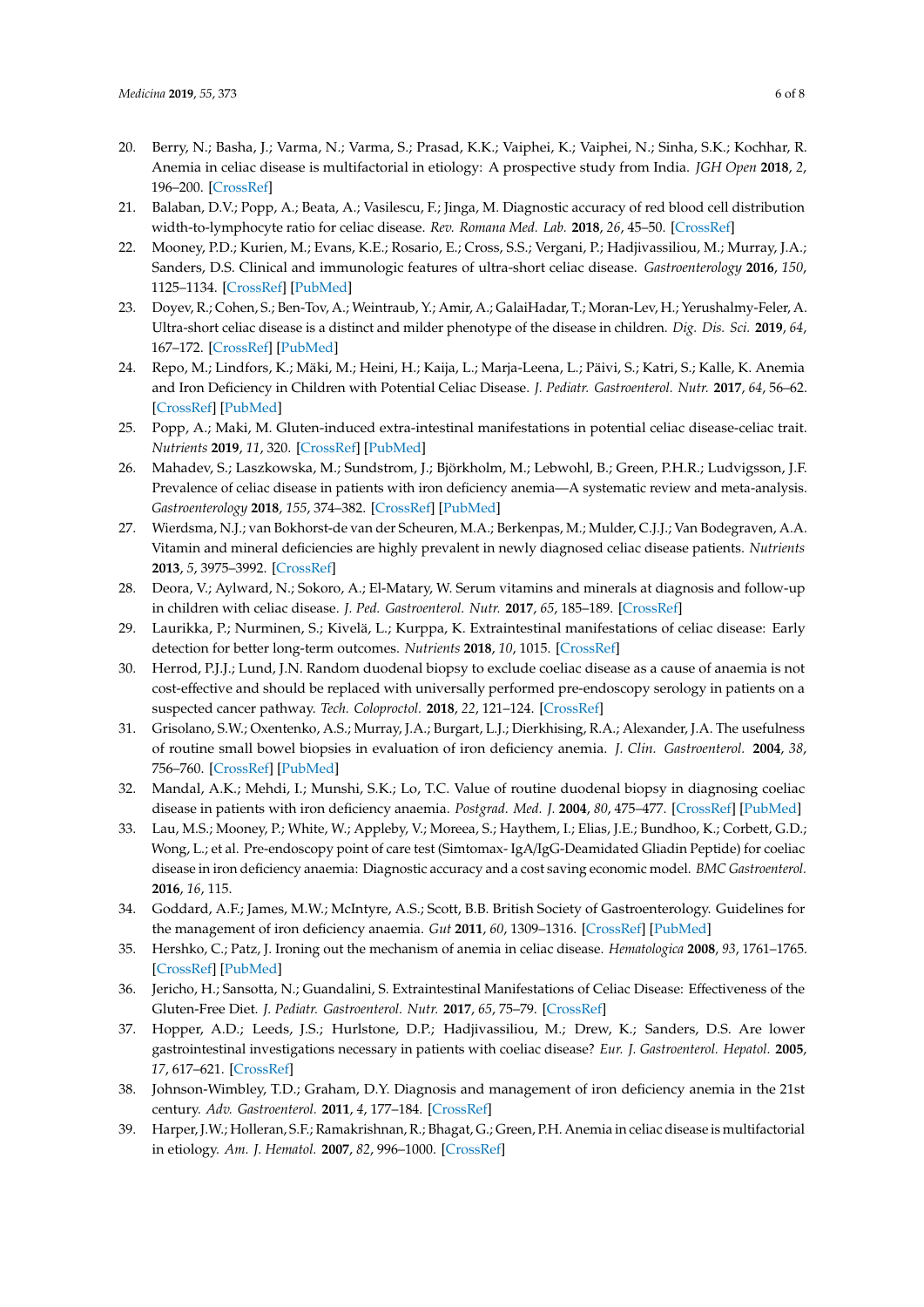20. Berry, N.; Basha, J.; Varma, N.; Varma, S.; Prasad, K.K.; Vaiphei, K.; Vaiphei, N.; Sinha, S.K.; Kochhar, R. Anemia in celiac disease is multifactorial in etiology: A prospective study from India. *JGH Open* **2018**, *2*, 196–200. [CrossRef]
21. Balaban, D.V.; Popp, A.; Beata, A.; Vasilescu, F.; Jinga, M. Diagnostic accuracy of red blood cell distribution width-to-lymphocyte ratio for celiac disease. *Rev. Romana Med. Lab.* **2018**, *26*, 45–50. [CrossRef]
22. Mooney, P.D.; Kurien, M.; Evans, K.E.; Rosario, E.; Cross, S.S.; Vergani, P.; Hadjivassiliou, M.; Murray, J.A.; Sanders, D.S. Clinical and immunologic features of ultra-short celiac disease. *Gastroenterology* **2016**, *150*, 1125–1134. [CrossRef] [PubMed]
23. Doyev, R.; Cohen, S.; Ben-Tov, A.; Weintraub, Y.; Amir, A.; GalaiHadar, T.; Moran-Lev, H.; Yerushalmy-Feler, A. Ultra-short celiac disease is a distinct and milder phenotype of the disease in children. *Dig. Dis. Sci.* **2019**, *64*, 167–172. [CrossRef] [PubMed]
24. Repo, M.; Lindfors, K.; Mäki, M.; Heini, H.; Kaija, L.; Marja-Leena, L.; Päivi, S.; Katri, S.; Kalle, K. Anemia and Iron Deficiency in Children with Potential Celiac Disease. *J. Pediatr. Gastroenterol. Nutr.* **2017**, *64*, 56–62. [CrossRef] [PubMed]
25. Popp, A.; Maki, M. Gluten-induced extra-intestinal manifestations in potential celiac disease-celiac trait. *Nutrients* **2019**, *11*, 320. [CrossRef] [PubMed]
26. Mahadev, S.; Laszkowska, M.; Sundstrom, J.; Björkholm, M.; Lebwohl, B.; Green, P.H.R.; Ludvigsson, J.F. Prevalence of celiac disease in patients with iron deficiency anemia—A systematic review and meta-analysis. *Gastroenterology* **2018**, *155*, 374–382. [CrossRef] [PubMed]
27. Wierdsma, N.J.; van Bokhorst-de van der Scheuren, M.A.; Berkenpas, M.; Mulder, C.J.J.; Van Bodegraven, A.A. Vitamin and mineral deficiencies are highly prevalent in newly diagnosed celiac disease patients. *Nutrients* **2013**, *5*, 3975–3992. [CrossRef]
28. Deora, V.; Aylward, N.; Sokoro, A.; El-Matary, W. Serum vitamins and minerals at diagnosis and follow-up in children with celiac disease. *J. Ped. Gastroenterol. Nutr.* **2017**, *65*, 185–189. [CrossRef]
29. Laurikka, P.; Nurminen, S.; Kivelä, L.; Kurppa, K. Extraintestinal manifestations of celiac disease: Early detection for better long-term outcomes. *Nutrients* **2018**, *10*, 1015. [CrossRef]
30. Herrod, P.J.J.; Lund, J.N. Random duodenal biopsy to exclude coeliac disease as a cause of anaemia is not cost-effective and should be replaced with universally performed pre-endoscopy serology in patients on a suspected cancer pathway. *Tech. Coloproctol.* **2018**, *22*, 121–124. [CrossRef]
31. Grisolano, S.W.; Oxentenko, A.S.; Murray, J.A.; Burgart, L.J.; Dierkhising, R.A.; Alexander, J.A. The usefulness of routine small bowel biopsies in evaluation of iron deficiency anemia. *J. Clin. Gastroenterol.* **2004**, *38*, 756–760. [CrossRef] [PubMed]
32. Mandal, A.K.; Mehdi, I.; Munshi, S.K.; Lo, T.C. Value of routine duodenal biopsy in diagnosing coeliac disease in patients with iron deficiency anaemia. *Postgrad. Med. J.* **2004**, *80*, 475–477. [CrossRef] [PubMed]
33. Lau, M.S.; Mooney, P.; White, W.; Appleby, V.; Moreea, S.; Haythem, I.; Elias, J.E.; Bundhoo, K.; Corbett, G.D.; Wong, L.; et al. Pre-endoscopy point of care test (Simtomax- IgA/IgG-Deamidated Gliadin Peptide) for coeliac disease in iron deficiency anaemia: Diagnostic accuracy and a cost saving economic model. *BMC Gastroenterol.* **2016**, *16*, 115.
34. Goddard, A.F.; James, M.W.; McIntyre, A.S.; Scott, B.B. British Society of Gastroenterology. Guidelines for the management of iron deficiency anaemia. *Gut* **2011**, *60*, 1309–1316. [CrossRef] [PubMed]
35. Hershko, C.; Patz, J. Ironing out the mechanism of anemia in celiac disease. *Hematologica* **2008**, *93*, 1761–1765. [CrossRef] [PubMed]
36. Jericho, H.; Sansotta, N.; Guandalini, S. Extraintestinal Manifestations of Celiac Disease: Effectiveness of the Gluten-Free Diet. *J. Pediatr. Gastroenterol. Nutr.* **2017**, *65*, 75–79. [CrossRef]
37. Hopper, A.D.; Leeds, J.S.; Hurlstone, D.P.; Hadjivassiliou, M.; Drew, K.; Sanders, D.S. Are lower gastrointestinal investigations necessary in patients with coeliac disease? *Eur. J. Gastroenterol. Hepatol.* **2005**, *17*, 617–621. [CrossRef]
38. Johnson-Wimbley, T.D.; Graham, D.Y. Diagnosis and management of iron deficiency anemia in the 21st century. *Adv. Gastroenterol.* **2011**, *4*, 177–184. [CrossRef]
39. Harper, J.W.; Holleran, S.F.; Ramakrishnan, R.; Bhagat, G.; Green, P.H. Anemia in celiac disease is multifactorial in etiology. *Am. J. Hematol.* **2007**, *82*, 996–1000. [CrossRef]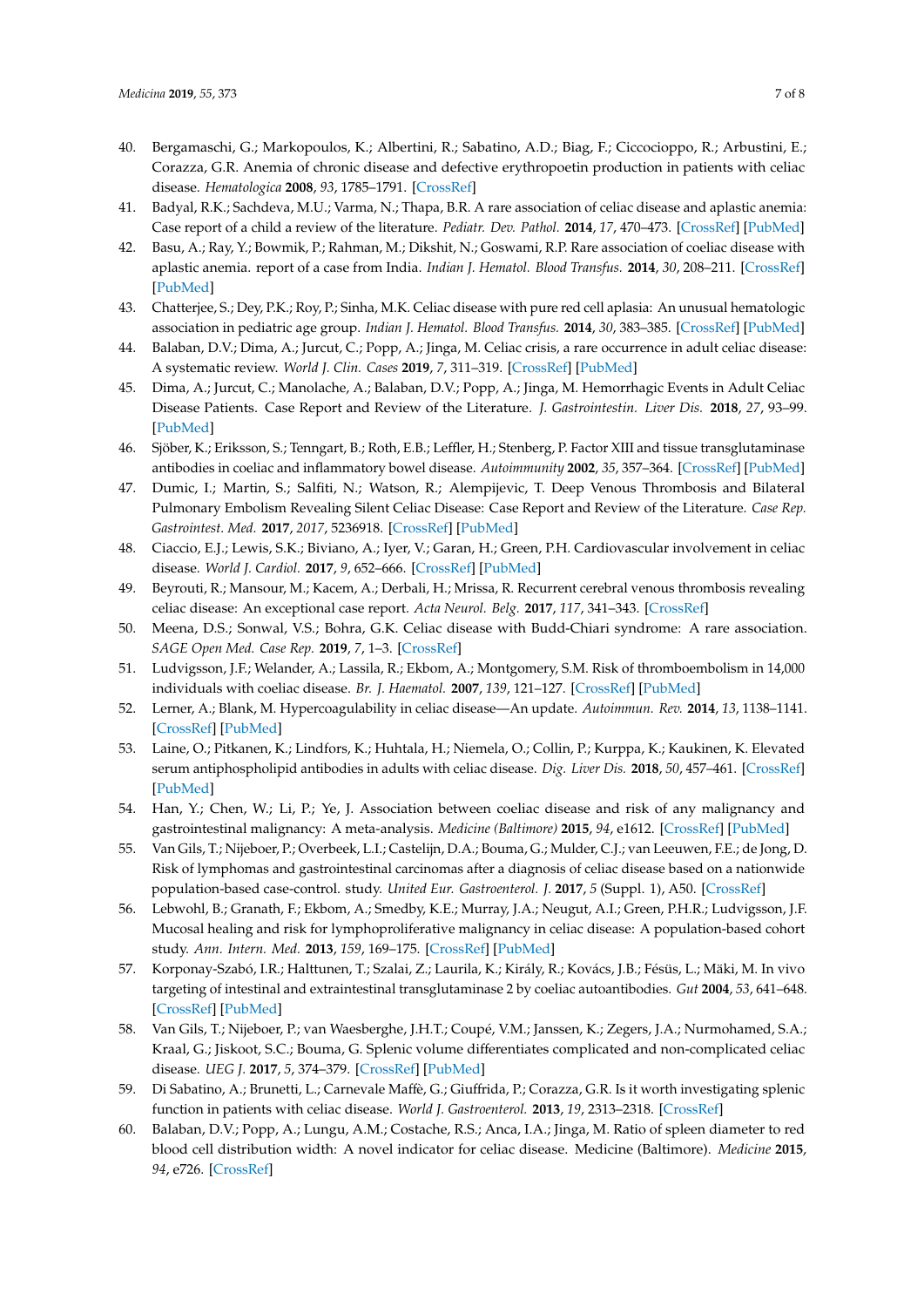40. Bergamaschi, G.; Markopoulos, K.; Albertini, R.; Sabatino, A.D.; Biag, F.; Ciccocioppo, R.; Arbustini, E.; Corazza, G.R. Anemia of chronic disease and defective erythropoetin production in patients with celiac disease. *Hematologica* **2008**, *93*, 1785–1791. [CrossRef]
41. Badyal, R.K.; Sachdeva, M.U.; Varma, N.; Thapa, B.R. A rare association of celiac disease and aplastic anemia: Case report of a child a review of the literature. *Pediatr. Dev. Pathol.* **2014**, *17*, 470–473. [CrossRef] [PubMed]
42. Basu, A.; Ray, Y.; Bowmik, P.; Rahman, M.; Dikshit, N.; Goswami, R.P. Rare association of coeliac disease with aplastic anemia. report of a case from India. *Indian J. Hematol. Blood Transfus.* **2014**, *30*, 208–211. [CrossRef] [PubMed]
43. Chatterjee, S.; Dey, P.K.; Roy, P.; Sinha, M.K. Celiac disease with pure red cell aplasia: An unusual hematologic association in pediatric age group. *Indian J. Hematol. Blood Transfus.* **2014**, *30*, 383–385. [CrossRef] [PubMed]
44. Balaban, D.V.; Dima, A.; Jurcut, C.; Popp, A.; Jinga, M. Celiac crisis, a rare occurrence in adult celiac disease: A systematic review. *World J. Clin. Cases* **2019**, *7*, 311–319. [CrossRef] [PubMed]
45. Dima, A.; Jurcut, C.; Manolache, A.; Balaban, D.V.; Popp, A.; Jinga, M. Hemorrhagic Events in Adult Celiac Disease Patients. Case Report and Review of the Literature. *J. Gastrointestin. Liver Dis.* **2018**, *27*, 93–99. [PubMed]
46. Sjöber, K.; Eriksson, S.; Tenngart, B.; Roth, E.B.; Leffler, H.; Stenberg, P. Factor XIII and tissue transglutaminase antibodies in coeliac and inflammatory bowel disease. *Autoimmunity* **2002**, *35*, 357–364. [CrossRef] [PubMed]
47. Dumic, I.; Martin, S.; Salfiti, N.; Watson, R.; Alempijevic, T. Deep Venous Thrombosis and Bilateral Pulmonary Embolism Revealing Silent Celiac Disease: Case Report and Review of the Literature. *Case Rep. Gastrointest. Med.* **2017**, *2017*, 5236918. [CrossRef] [PubMed]
48. Ciaccio, E.J.; Lewis, S.K.; Biviano, A.; Iyer, V.; Garan, H.; Green, P.H. Cardiovascular involvement in celiac disease. *World J. Cardiol.* **2017**, *9*, 652–666. [CrossRef] [PubMed]
49. Beyrouti, R.; Mansour, M.; Kacem, A.; Derbali, H.; Mrissa, R. Recurrent cerebral venous thrombosis revealing celiac disease: An exceptional case report. *Acta Neurol. Belg.* **2017**, *117*, 341–343. [CrossRef]
50. Meena, D.S.; Sonwal, V.S.; Bohra, G.K. Celiac disease with Budd-Chiari syndrome: A rare association. *SAGE Open Med. Case Rep.* **2019**, *7*, 1–3. [CrossRef]
51. Ludvigsson, J.F.; Welander, A.; Lassila, R.; Ekbom, A.; Montgomery, S.M. Risk of thromboembolism in 14,000 individuals with coeliac disease. *Br. J. Haematol.* **2007**, *139*, 121–127. [CrossRef] [PubMed]
52. Lerner, A.; Blank, M. Hypercoagulability in celiac disease—An update. *Autoimmun. Rev.* **2014**, *13*, 1138–1141. [CrossRef] [PubMed]
53. Laine, O.; Pitkanen, K.; Lindfors, K.; Huhtala, H.; Niemela, O.; Collin, P.; Kurppa, K.; Kaukinen, K. Elevated serum antiphospholipid antibodies in adults with celiac disease. *Dig. Liver Dis.* **2018**, *50*, 457–461. [CrossRef] [PubMed]
54. Han, Y.; Chen, W.; Li, P.; Ye, J. Association between coeliac disease and risk of any malignancy and gastrointestinal malignancy: A meta-analysis. *Medicine (Baltimore)* **2015**, *94*, e1612. [CrossRef] [PubMed]
55. Van Gils, T.; Nijeboer, P.; Overbeek, L.I.; Castelijn, D.A.; Bouma, G.; Mulder, C.J.; van Leeuwen, F.E.; de Jong, D. Risk of lymphomas and gastrointestinal carcinomas after a diagnosis of celiac disease based on a nationwide population-based case-control. study. *United Eur. Gastroenterol. J.* **2017**, *5* (Suppl. 1), A50. [CrossRef]
56. Lebwohl, B.; Granath, F.; Ekbom, A.; Smedby, K.E.; Murray, J.A.; Neugut, A.I.; Green, P.H.R.; Ludvigsson, J.F. Mucosal healing and risk for lymphoproliferative malignancy in celiac disease: A population-based cohort study. *Ann. Intern. Med.* **2013**, *159*, 169–175. [CrossRef] [PubMed]
57. Korponay-Szabó, I.R.; Halttunen, T.; Szalai, Z.; Laurila, K.; Király, R.; Kovács, J.B.; Fésüs, L.; Mäki, M. In vivo targeting of intestinal and extraintestinal transglutaminase 2 by coeliac autoantibodies. *Gut* **2004**, *53*, 641–648. [CrossRef] [PubMed]
58. Van Gils, T.; Nijeboer, P.; van Waesberghe, J.H.T.; Coupé, V.M.; Janssen, K.; Zegers, J.A.; Nurmohamed, S.A.; Kraal, G.; Jiskoot, S.C.; Bouma, G. Splenic volume differentiates complicated and non-complicated celiac disease. *UEG J.* **2017**, *5*, 374–379. [CrossRef] [PubMed]
59. Di Sabatino, A.; Brunetti, L.; Carnevale Maffè, G.; Giuffrida, P.; Corazza, G.R. Is it worth investigating splenic function in patients with celiac disease. *World J. Gastroenterol.* **2013**, *19*, 2313–2318. [CrossRef]
60. Balaban, D.V.; Popp, A.; Lungu, A.M.; Costache, R.S.; Anca, I.A.; Jinga, M. Ratio of spleen diameter to red blood cell distribution width: A novel indicator for celiac disease. Medicine (Baltimore). *Medicine* **2015**, *94*, e726. [CrossRef]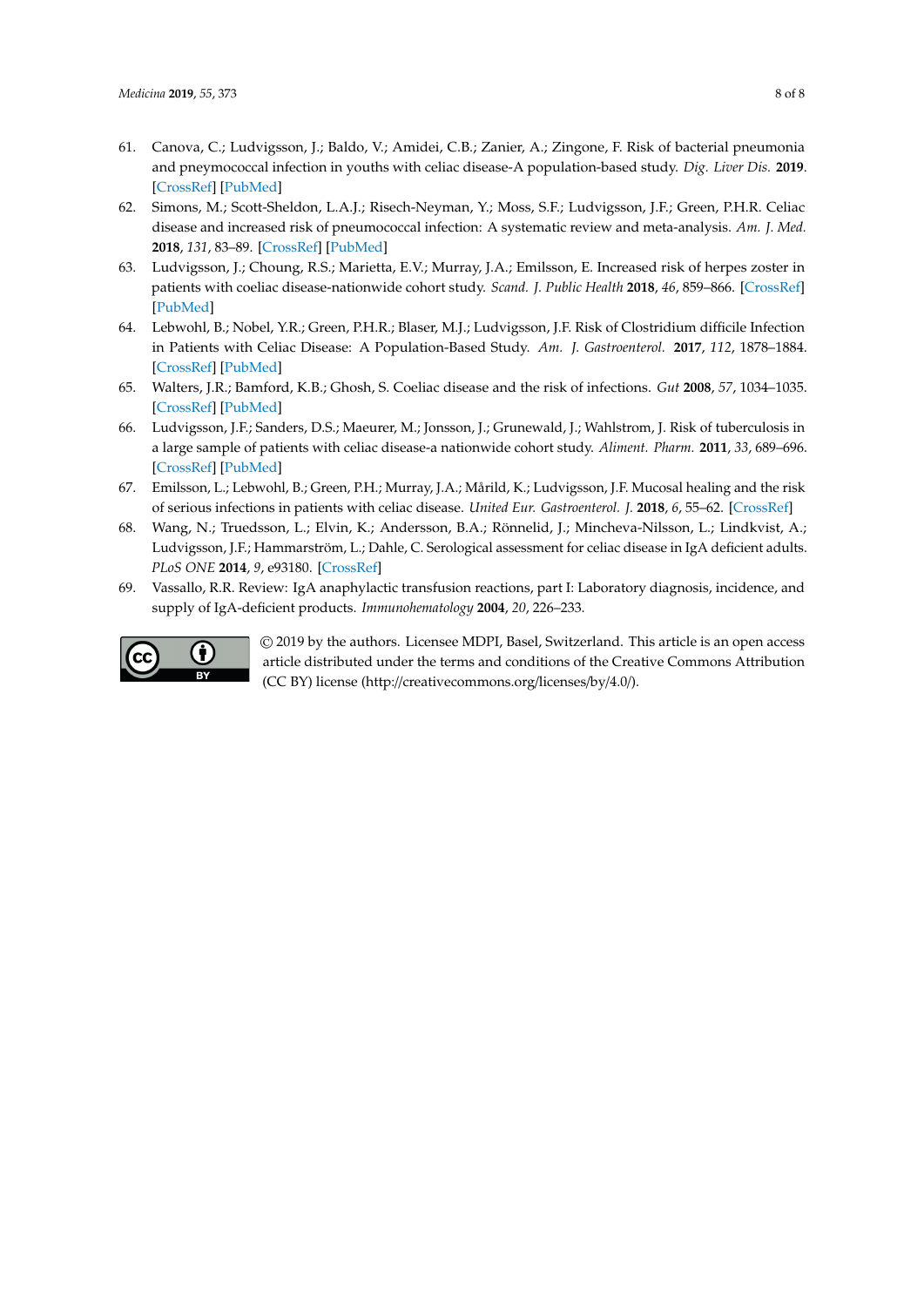61. Canova, C.; Ludvigsson, J.; Baldo, V.; Amidei, C.B.; Zanier, A.; Zingone, F. Risk of bacterial pneumonia and pneymococcal infection in youths with celiac disease-A population-based study. *Dig. Liver Dis.* **2019**. [CrossRef] [PubMed]
62. Simons, M.; Scott-Sheldon, L.A.J.; Risech-Neyman, Y.; Moss, S.F.; Ludvigsson, J.F.; Green, P.H.R. Celiac disease and increased risk of pneumococcal infection: A systematic review and meta-analysis. *Am. J. Med.* **2018**, *131*, 83–89. [CrossRef] [PubMed]
63. Ludvigsson, J.; Choung, R.S.; Marietta, E.V.; Murray, J.A.; Emilsson, E. Increased risk of herpes zoster in patients with coeliac disease-nationwide cohort study. *Scand. J. Public Health* **2018**, *46*, 859–866. [CrossRef] [PubMed]
64. Lebwohl, B.; Nobel, Y.R.; Green, P.H.R.; Blaser, M.J.; Ludvigsson, J.F. Risk of Clostridium difficile Infection in Patients with Celiac Disease: A Population-Based Study. *Am. J. Gastroenterol.* **2017**, *112*, 1878–1884. [CrossRef] [PubMed]
65. Walters, J.R.; Bamford, K.B.; Ghosh, S. Coeliac disease and the risk of infections. *Gut* **2008**, *57*, 1034–1035. [CrossRef] [PubMed]
66. Ludvigsson, J.F.; Sanders, D.S.; Maeurer, M.; Jonsson, J.; Grunewald, J.; Wahlstrom, J. Risk of tuberculosis in a large sample of patients with celiac disease-a nationwide cohort study. *Aliment. Pharm.* **2011**, *33*, 689–696. [CrossRef] [PubMed]
67. Emilsson, L.; Lebwohl, B.; Green, P.H.; Murray, J.A.; Mårild, K.; Ludvigsson, J.F. Mucosal healing and the risk of serious infections in patients with celiac disease. *United Eur. Gastroenterol. J.* **2018**, *6*, 55–62. [CrossRef]
68. Wang, N.; Truedsson, L.; Elvin, K.; Andersson, B.A.; Rönnelid, J.; Mincheva-Nilsson, L.; Lindkvist, A.; Ludvigsson, J.F.; Hammarström, L.; Dahle, C. Serological assessment for celiac disease in IgA deficient adults. *PLoS ONE* **2014**, *9*, e93180. [CrossRef]
69. Vassallo, R.R. Review: IgA anaphylactic transfusion reactions, part I: Laboratory diagnosis, incidence, and supply of IgA-deficient products. *Immunohematology* **2004**, *20*, 226–233.

© 2019 by the authors. Licensee MDPI, Basel, Switzerland. This article is an open access article distributed under the terms and conditions of the Creative Commons Attribution (CC BY) license (http://creativecommons.org/licenses/by/4.0/).